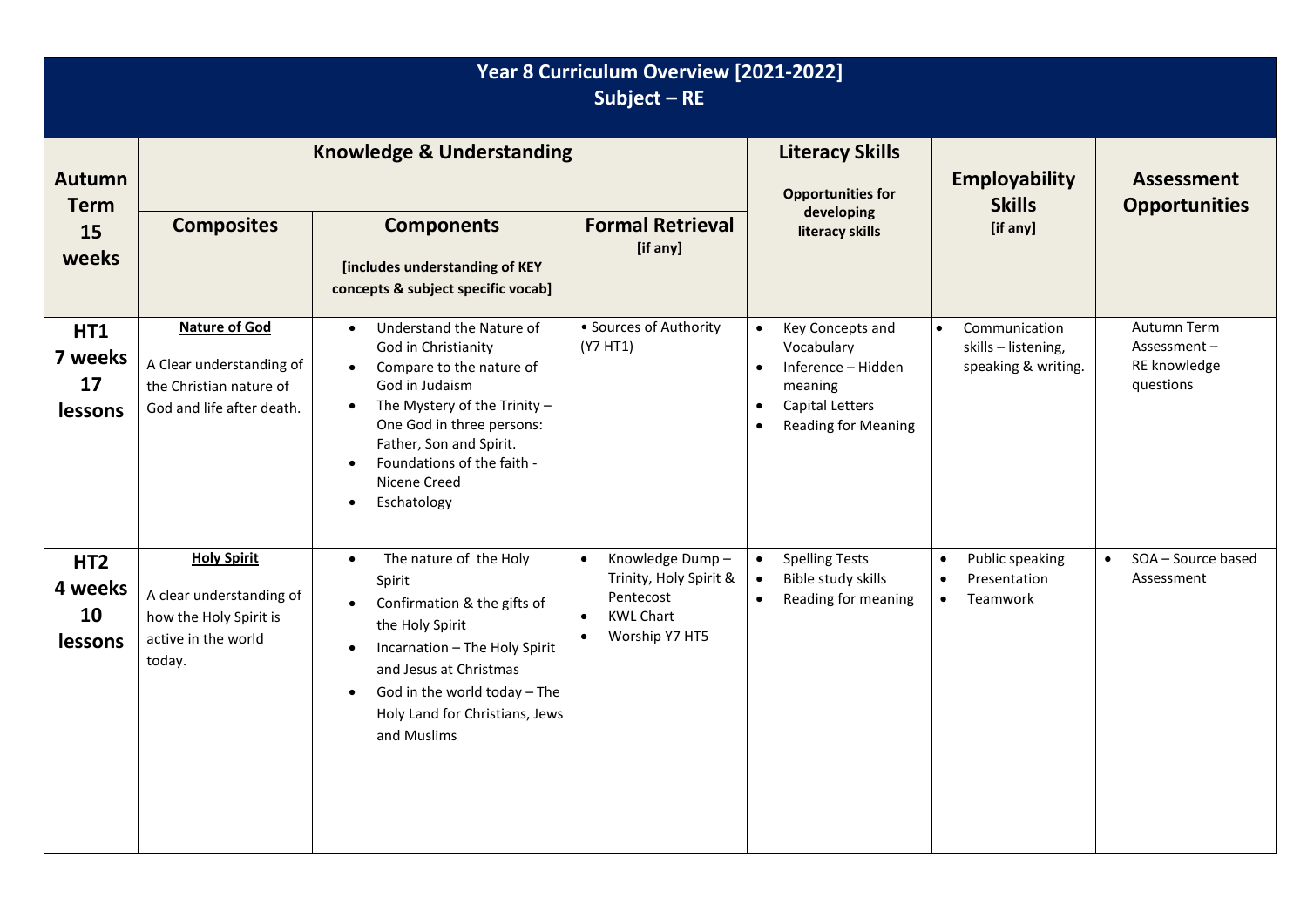# Year 8 Curriculum Overview [2021-2022]
## Subject – RE

| Autumn Term 15 weeks | Knowledge & Understanding | | | Literacy Skills Opportunities for developing literacy skills | Employability Skills [if any] | Assessment Opportunities |
|---|---|---|---|---|---|---|
| | **Composites** | **Components** [includes understanding of KEY concepts & subject specific vocab] | **Formal Retrieval** [if any] | | | |
| **HT1 7 weeks 17 lessons** | **Nature of God** A Clear understanding of the Christian nature of God and life after death. | • Understand the Nature of God in Christianity<br>• Compare to the nature of God in Judaism<br>• The Mystery of the Trinity – One God in three persons: Father, Son and Spirit.<br>• Foundations of the faith - Nicene Creed<br>• Eschatology | • Sources of Authority (Y7 HT1) | • Key Concepts and Vocabulary<br>• Inference – Hidden meaning<br>• Capital Letters<br>• Reading for Meaning | • Communication skills – listening, speaking & writing. | Autumn Term Assessment – RE knowledge questions |
| **HT2 4 weeks 10 lessons** | **Holy Spirit** A clear understanding of how the Holy Spirit is active in the world today. | • The nature of the Holy Spirit<br>• Confirmation & the gifts of the Holy Spirit<br>• Incarnation – The Holy Spirit and Jesus at Christmas<br>• God in the world today – The Holy Land for Christians, Jews and Muslims | • Knowledge Dump – Trinity, Holy Spirit & Pentecost<br>• KWL Chart<br>• Worship Y7 HT5 | • Spelling Tests<br>• Bible study skills<br>• Reading for meaning | • Public speaking<br>• Presentation<br>• Teamwork | • SOA – Source based Assessment |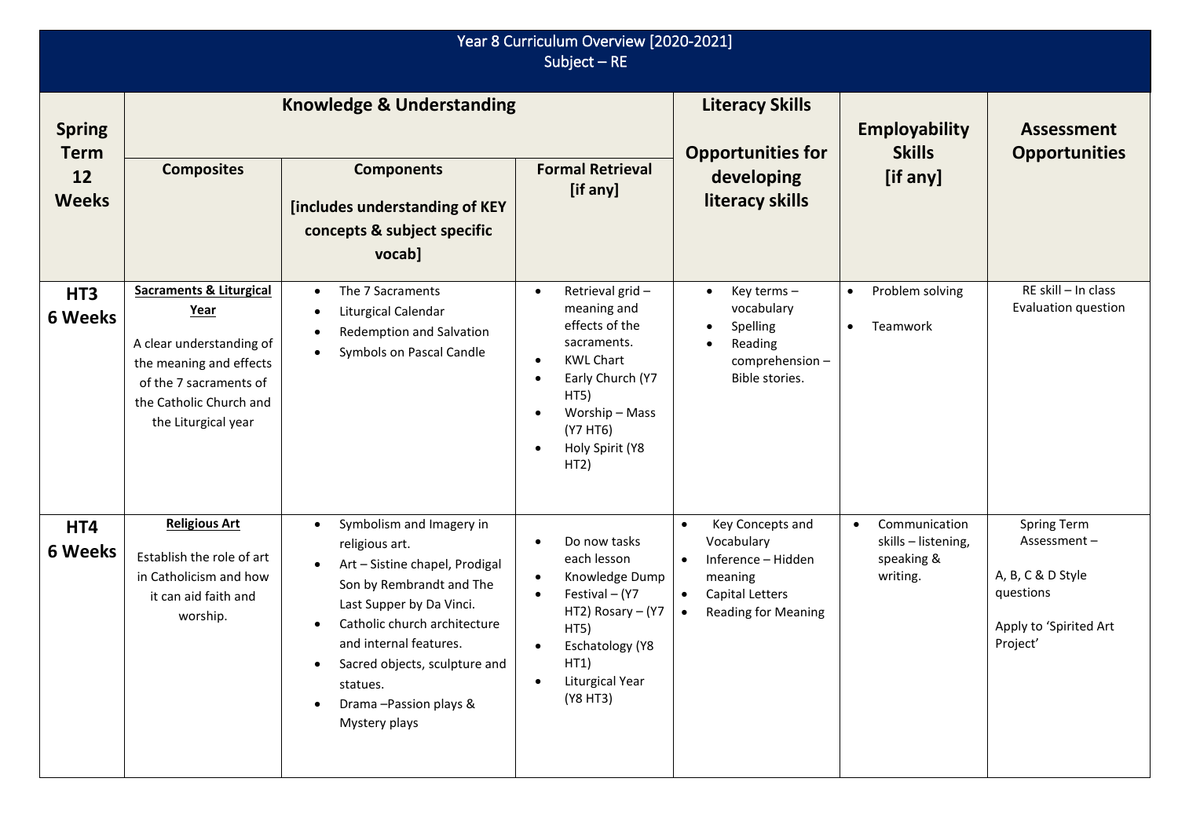# Year 8 Curriculum Overview [2020-2021]
## Subject – RE

| Spring Term 12 Weeks | Knowledge & Understanding | | | Literacy Skills Opportunities for developing literacy skills | Employability Skills [if any] | Assessment Opportunities |
|---|---|---|---|---|---|---|
| | **Composites** | **Components** [includes understanding of KEY concepts & subject specific vocab] | **Formal Retrieval** [if any] | | | |
| **HT3 6 Weeks** | **Sacraments & Liturgical Year** A clear understanding of the meaning and effects of the 7 sacraments of the Catholic Church and the Liturgical year | • The 7 Sacraments<br>• Liturgical Calendar<br>• Redemption and Salvation<br>• Symbols on Pascal Candle | • Retrieval grid – meaning and effects of the sacraments.<br>• KWL Chart<br>• Early Church (Y7 HT5)<br>• Worship – Mass (Y7 HT6)<br>• Holy Spirit (Y8 HT2) | • Key terms – vocabulary<br>• Spelling<br>• Reading comprehension – Bible stories. | • Problem solving<br>• Teamwork | RE skill – In class Evaluation question |
| **HT4 6 Weeks** | **Religious Art** Establish the role of art in Catholicism and how it can aid faith and worship. | • Symbolism and Imagery in religious art.<br>• Art – Sistine chapel, Prodigal Son by Rembrandt and The Last Supper by Da Vinci.<br>• Catholic church architecture and internal features.<br>• Sacred objects, sculpture and statues.<br>• Drama –Passion plays & Mystery plays | • Do now tasks each lesson<br>• Knowledge Dump<br>• Festival – (Y7 HT2) Rosary – (Y7 HT5)<br>• Eschatology (Y8 HT1)<br>• Liturgical Year (Y8 HT3) | • Key Concepts and Vocabulary<br>• Inference – Hidden meaning<br>• Capital Letters<br>• Reading for Meaning | • Communication skills – listening, speaking & writing. | Spring Term Assessment – A, B, C & D Style questions<br>Apply to 'Spirited Art Project' |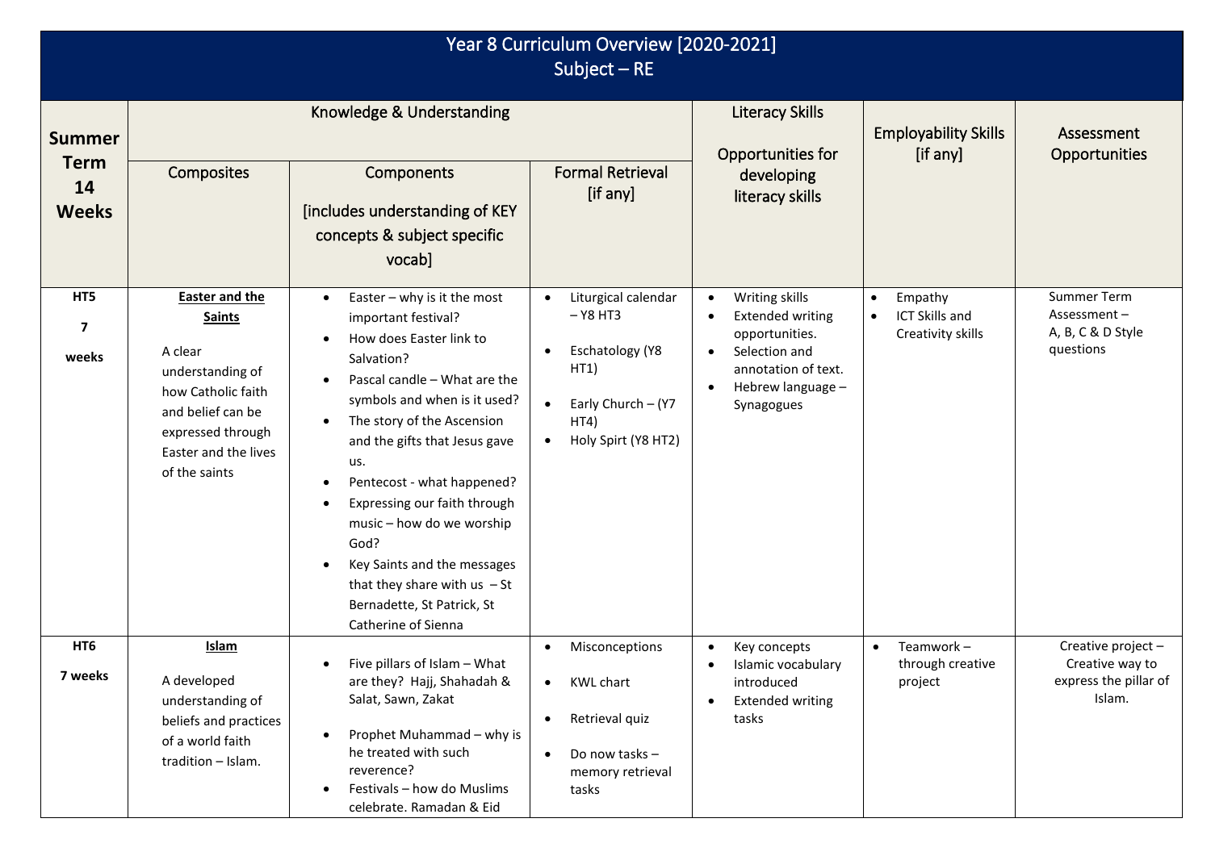# Year 8 Curriculum Overview [2020-2021]
## Subject – RE

| Summer Term 14 Weeks | Knowledge & Understanding | | | Literacy Skills Opportunities for developing literacy skills | Employability Skills [if any] | Assessment Opportunities |
|---|---|---|---|---|---|---|
| | Composites | Components [includes understanding of KEY concepts & subject specific vocab] | Formal Retrieval [if any] | | | |
| **HT5** **7** **weeks** | **Easter and the Saints** A clear understanding of how Catholic faith and belief can be expressed through Easter and the lives of the saints | • Easter – why is it the most important festival? • How does Easter link to Salvation? • Pascal candle – What are the symbols and when is it used? • The story of the Ascension and the gifts that Jesus gave us. • Pentecost - what happened? • Expressing our faith through music – how do we worship God? • Key Saints and the messages that they share with us – St Bernadette, St Patrick, St Catherine of Sienna | • Liturgical calendar – Y8 HT3 • Eschatology (Y8 HT1) • Early Church – (Y7 HT4) • Holy Spirt (Y8 HT2) | • Writing skills • Extended writing opportunities. • Selection and annotation of text. • Hebrew language – Synagogues | • Empathy • ICT Skills and Creativity skills | Summer Term Assessment – A, B, C & D Style questions |
| **HT6** **7 weeks** | **Islam** A developed understanding of beliefs and practices of a world faith tradition – Islam. | • Five pillars of Islam – What are they? Hajj, Shahadah & Salat, Sawn, Zakat • Prophet Muhammad – why is he treated with such reverence? • Festivals – how do Muslims celebrate. Ramadan & Eid | • Misconceptions • KWL chart • Retrieval quiz • Do now tasks – memory retrieval tasks | • Key concepts • Islamic vocabulary introduced • Extended writing tasks | • Teamwork – through creative project | Creative project – Creative way to express the pillar of Islam. |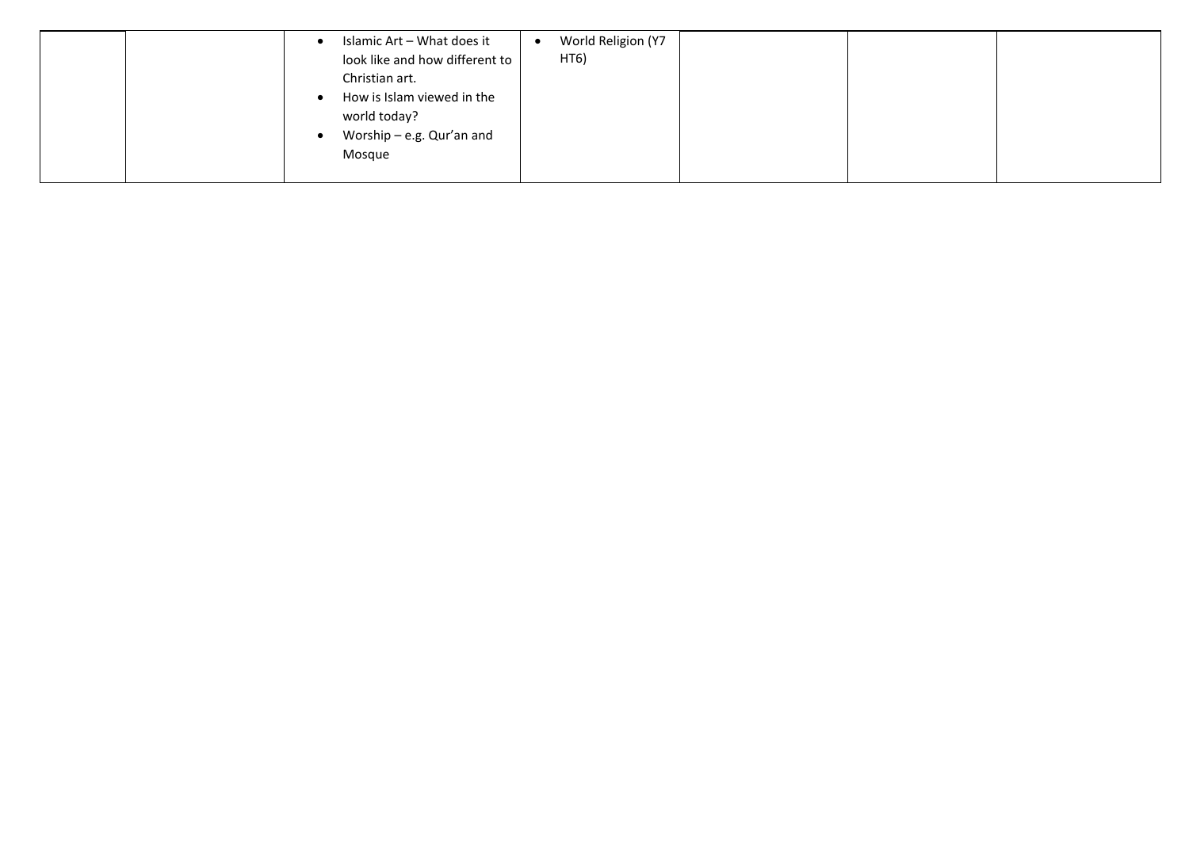| | | | | | | |
|---|---|---|---|---|---|---|
| | | <ul><li>Islamic Art – What does it look like and how different to Christian art.</li><li>How is Islam viewed in the world today?</li><li>Worship – e.g. Qur'an and Mosque</li></ul> | <ul><li>World Religion (Y7 HT6)</li></ul> | | | |